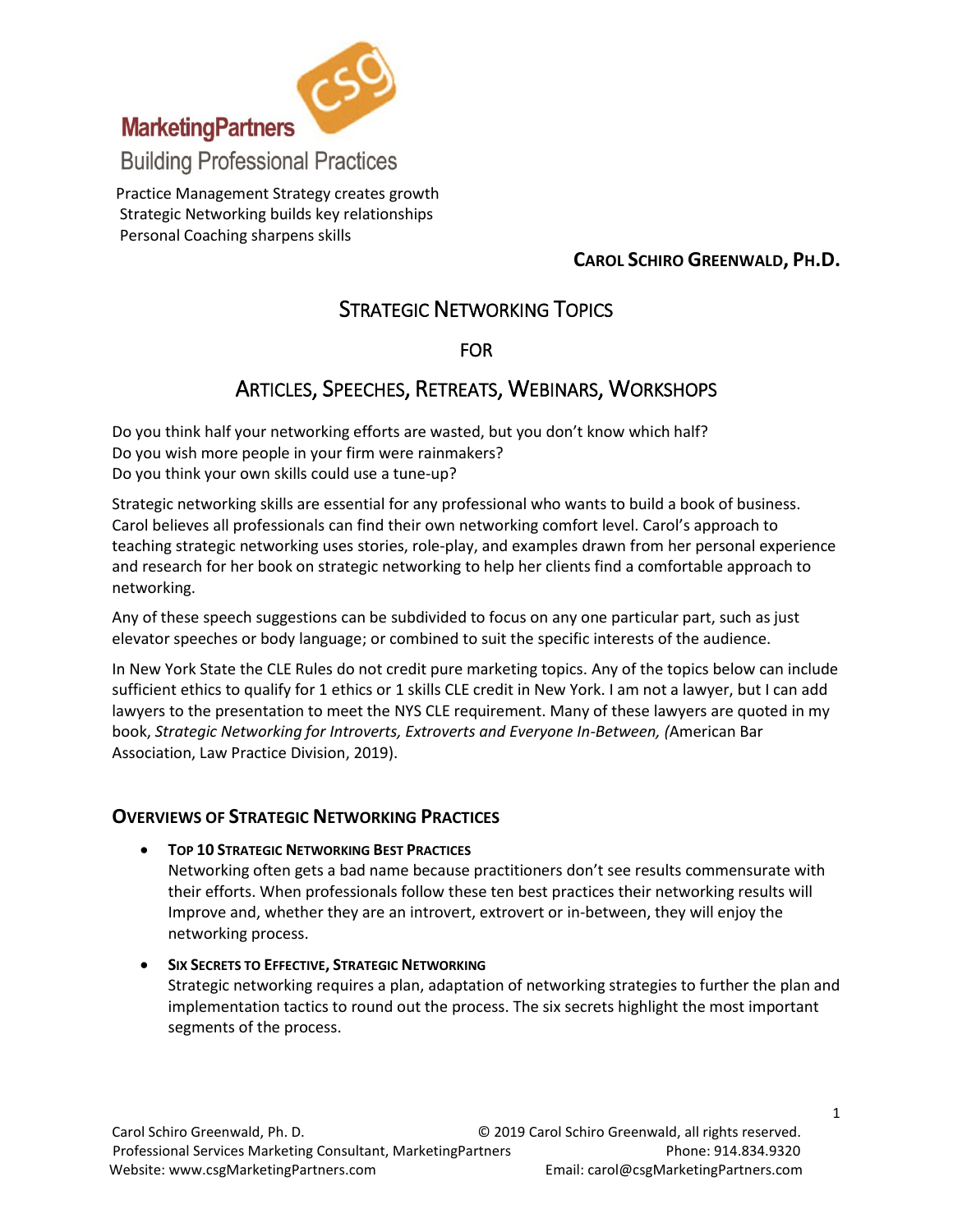MarketingPartners

Building Professional Practices

Practice Management Strategy creates growth
Strategic Networking builds key relationships
Personal Coaching sharpens skills

**CAROL SCHIRO GREENWALD, PH.D.**

# STRATEGIC NETWORKING TOPICS

## FOR

## ARTICLES, SPEECHES, RETREATS, WEBINARS, WORKSHOPS

Do you think half your networking efforts are wasted, but you don't know which half?
Do you wish more people in your firm were rainmakers?
Do you think your own skills could use a tune-up?

Strategic networking skills are essential for any professional who wants to build a book of business. Carol believes all professionals can find their own networking comfort level. Carol's approach to teaching strategic networking uses stories, role-play, and examples drawn from her personal experience and research for her book on strategic networking to help her clients find a comfortable approach to networking.

Any of these speech suggestions can be subdivided to focus on any one particular part, such as just elevator speeches or body language; or combined to suit the specific interests of the audience.

In New York State the CLE Rules do not credit pure marketing topics. Any of the topics below can include sufficient ethics to qualify for 1 ethics or 1 skills CLE credit in New York. I am not a lawyer, but I can add lawyers to the presentation to meet the NYS CLE requirement. Many of these lawyers are quoted in my book, *Strategic Networking for Introverts, Extroverts and Everyone In-Between, (*American Bar Association, Law Practice Division, 2019).

### OVERVIEWS OF STRATEGIC NETWORKING PRACTICES

- **TOP 10 STRATEGIC NETWORKING BEST PRACTICES**
  Networking often gets a bad name because practitioners don't see results commensurate with their efforts. When professionals follow these ten best practices their networking results will Improve and, whether they are an introvert, extrovert or in-between, they will enjoy the networking process.

- **SIX SECRETS TO EFFECTIVE, STRATEGIC NETWORKING**
  Strategic networking requires a plan, adaptation of networking strategies to further the plan and implementation tactics to round out the process. The six secrets highlight the most important segments of the process.

Carol Schiro Greenwald, Ph. D.
Professional Services Marketing Consultant, MarketingPartners
Website: www.csgMarketingPartners.com

© 2019 Carol Schiro Greenwald, all rights reserved.
Phone: 914.834.9320
Email: carol@csgMarketingPartners.com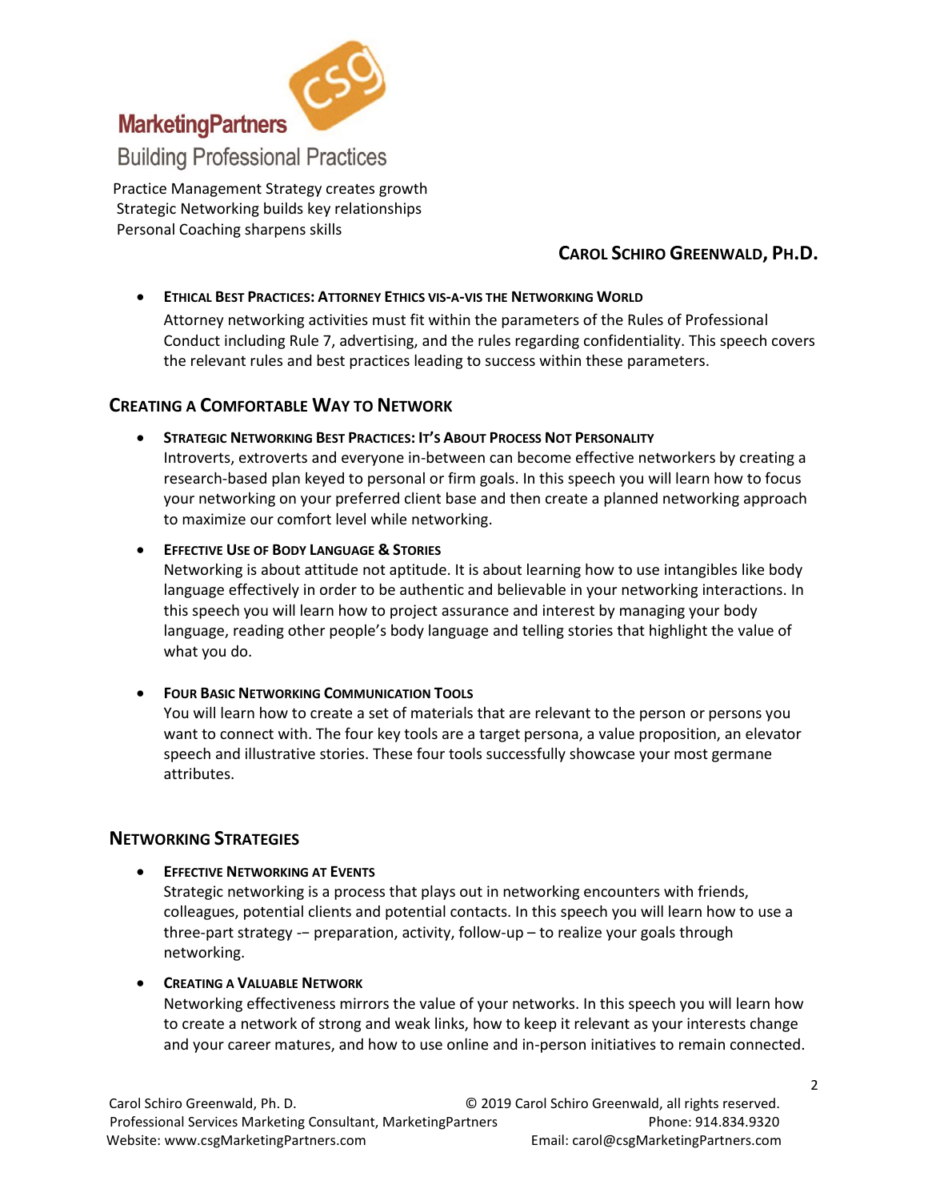MarketingPartners

Building Professional Practices

Practice Management Strategy creates growth
Strategic Networking builds key relationships
Personal Coaching sharpens skills

**CAROL SCHIRO GREENWALD, PH.D.**

- **ETHICAL BEST PRACTICES: ATTORNEY ETHICS VIS-A-VIS THE NETWORKING WORLD**
  Attorney networking activities must fit within the parameters of the Rules of Professional Conduct including Rule 7, advertising, and the rules regarding confidentiality. This speech covers the relevant rules and best practices leading to success within these parameters.

## CREATING A COMFORTABLE WAY TO NETWORK

- **STRATEGIC NETWORKING BEST PRACTICES: IT'S ABOUT PROCESS NOT PERSONALITY**
  Introverts, extroverts and everyone in-between can become effective networkers by creating a research-based plan keyed to personal or firm goals. In this speech you will learn how to focus your networking on your preferred client base and then create a planned networking approach to maximize our comfort level while networking.

- **EFFECTIVE USE OF BODY LANGUAGE & STORIES**
  Networking is about attitude not aptitude. It is about learning how to use intangibles like body language effectively in order to be authentic and believable in your networking interactions. In this speech you will learn how to project assurance and interest by managing your body language, reading other people's body language and telling stories that highlight the value of what you do.

- **FOUR BASIC NETWORKING COMMUNICATION TOOLS**
  You will learn how to create a set of materials that are relevant to the person or persons you want to connect with. The four key tools are a target persona, a value proposition, an elevator speech and illustrative stories. These four tools successfully showcase your most germane attributes.

## NETWORKING STRATEGIES

- **EFFECTIVE NETWORKING AT EVENTS**
  Strategic networking is a process that plays out in networking encounters with friends, colleagues, potential clients and potential contacts. In this speech you will learn how to use a three-part strategy -– preparation, activity, follow-up – to realize your goals through networking.

- **CREATING A VALUABLE NETWORK**
  Networking effectiveness mirrors the value of your networks. In this speech you will learn how to create a network of strong and weak links, how to keep it relevant as your interests change and your career matures, and how to use online and in-person initiatives to remain connected.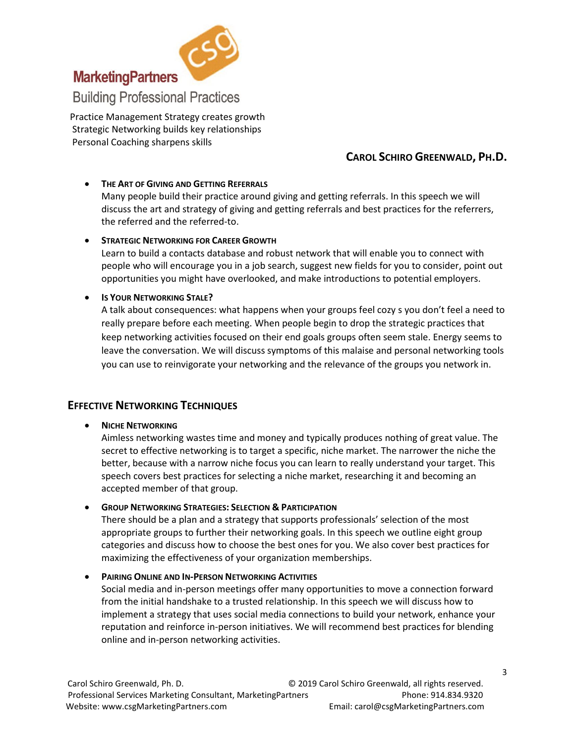MarketingPartners

Building Professional Practices

Practice Management Strategy creates growth
Strategic Networking builds key relationships
Personal Coaching sharpens skills

**CAROL SCHIRO GREENWALD, PH.D.**

- **THE ART OF GIVING AND GETTING REFERRALS**
  Many people build their practice around giving and getting referrals. In this speech we will discuss the art and strategy of giving and getting referrals and best practices for the referrers, the referred and the referred-to.

- **STRATEGIC NETWORKING FOR CAREER GROWTH**
  Learn to build a contacts database and robust network that will enable you to connect with people who will encourage you in a job search, suggest new fields for you to consider, point out opportunities you might have overlooked, and make introductions to potential employers.

- **IS YOUR NETWORKING STALE?**
  A talk about consequences: what happens when your groups feel cozy s you don't feel a need to really prepare before each meeting. When people begin to drop the strategic practices that keep networking activities focused on their end goals groups often seem stale. Energy seems to leave the conversation. We will discuss symptoms of this malaise and personal networking tools you can use to reinvigorate your networking and the relevance of the groups you network in.

## EFFECTIVE NETWORKING TECHNIQUES

- **NICHE NETWORKING**
  Aimless networking wastes time and money and typically produces nothing of great value. The secret to effective networking is to target a specific, niche market. The narrower the niche the better, because with a narrow niche focus you can learn to really understand your target. This speech covers best practices for selecting a niche market, researching it and becoming an accepted member of that group.

- **GROUP NETWORKING STRATEGIES: SELECTION & PARTICIPATION**
  There should be a plan and a strategy that supports professionals' selection of the most appropriate groups to further their networking goals. In this speech we outline eight group categories and discuss how to choose the best ones for you. We also cover best practices for maximizing the effectiveness of your organization memberships.

- **PAIRING ONLINE AND IN-PERSON NETWORKING ACTIVITIES**
  Social media and in-person meetings offer many opportunities to move a connection forward from the initial handshake to a trusted relationship. In this speech we will discuss how to implement a strategy that uses social media connections to build your network, enhance your reputation and reinforce in-person initiatives. We will recommend best practices for blending online and in-person networking activities.

Carol Schiro Greenwald, Ph. D.
Professional Services Marketing Consultant, MarketingPartners
Website: www.csgMarketingPartners.com

© 2019 Carol Schiro Greenwald, all rights reserved.
Phone: 914.834.9320
Email: carol@csgMarketingPartners.com